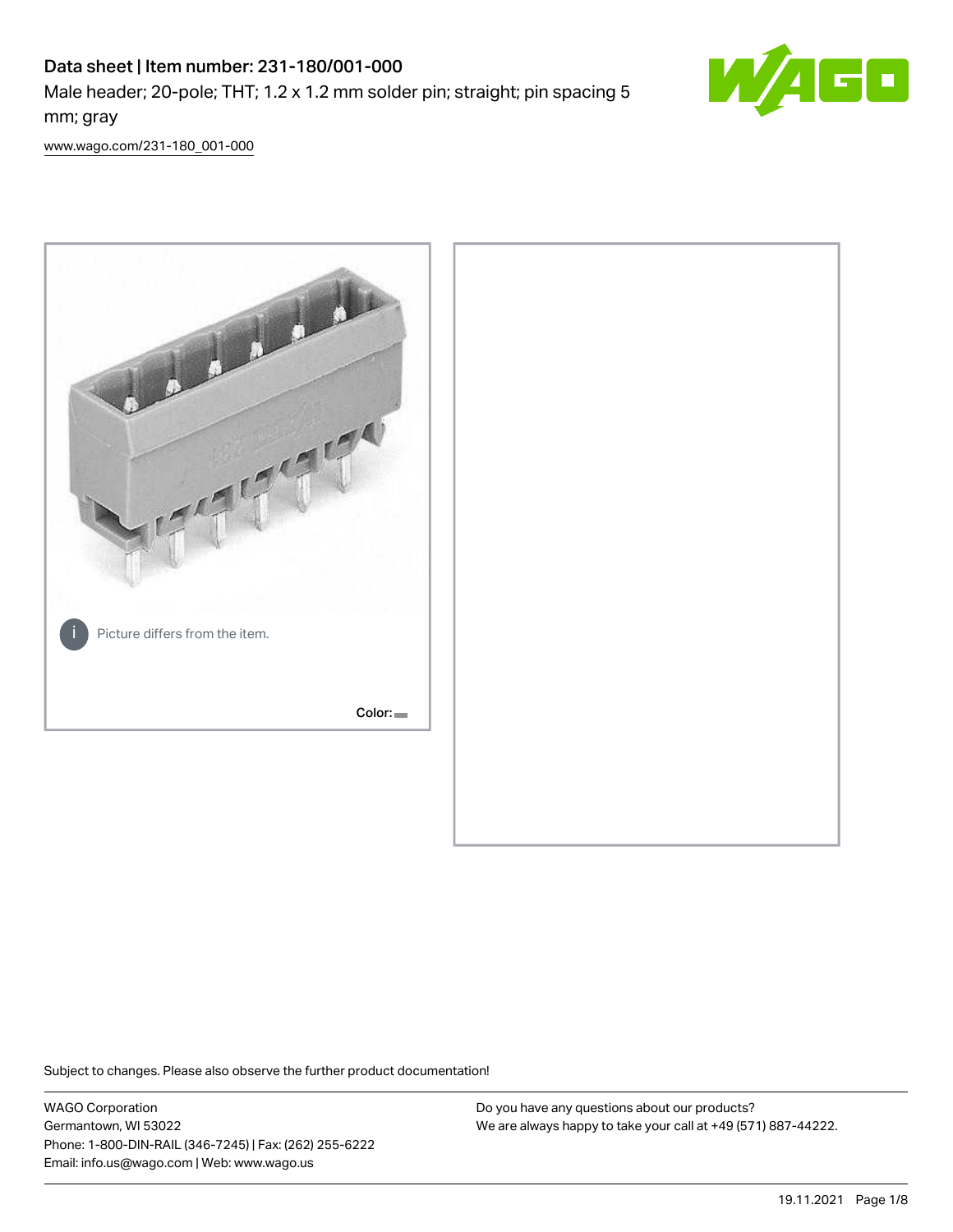# Data sheet | Item number: 231-180/001-000

Male header; 20-pole; THT; 1.2 x 1.2 mm solder pin; straight; pin spacing 5 mm; gray

www.wago.com/231-180_001-000

Picture differs from the item.

Color:

Subject to changes. Please also observe the further product documentation!

WAGO Corporation
Germantown, WI 53022
Phone: 1-800-DIN-RAIL (346-7245) | Fax: (262) 255-6222
Email: info.us@wago.com | Web: www.wago.us

Do you have any questions about our products?
We are always happy to take your call at +49 (571) 887-44222.

19.11.2021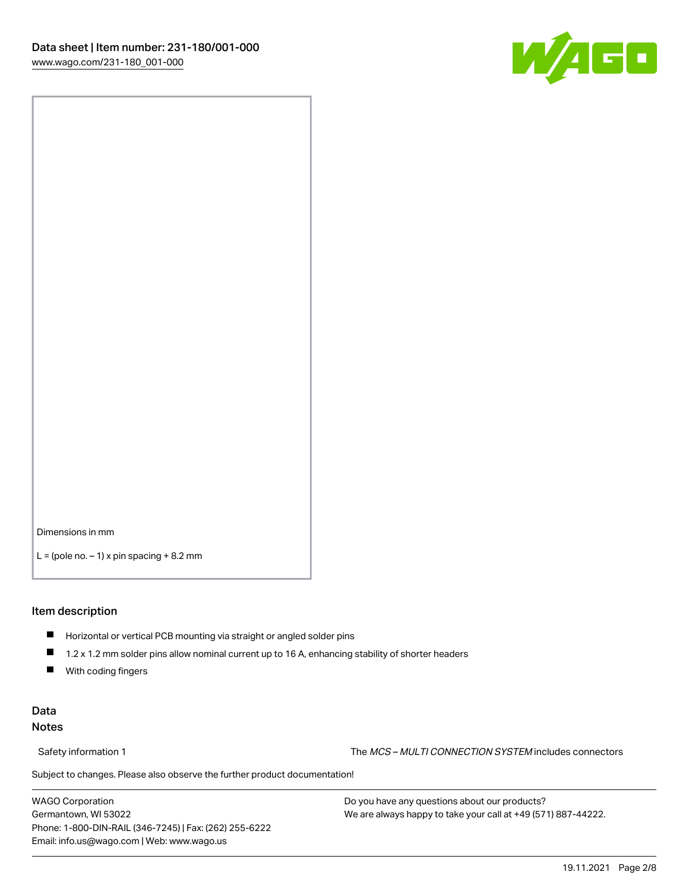Dimensions in mm

L = (pole no. – 1) x pin spacing + 8.2 mm

## Item description

- Horizontal or vertical PCB mounting via straight or angled solder pins
- 1.2 x 1.2 mm solder pins allow nominal current up to 16 A, enhancing stability of shorter headers
- With coding fingers

## Data

### Notes

Safety information 1 The *MCS – MULTI CONNECTION SYSTEM* includes connectors

Subject to changes. Please also observe the further product documentation!

WAGO Corporation
Germantown, WI 53022
Phone: 1-800-DIN-RAIL (346-7245) | Fax: (262) 255-6222
Email: info.us@wago.com | Web: www.wago.us

Do you have any questions about our products?
We are always happy to take your call at +49 (571) 887-44222.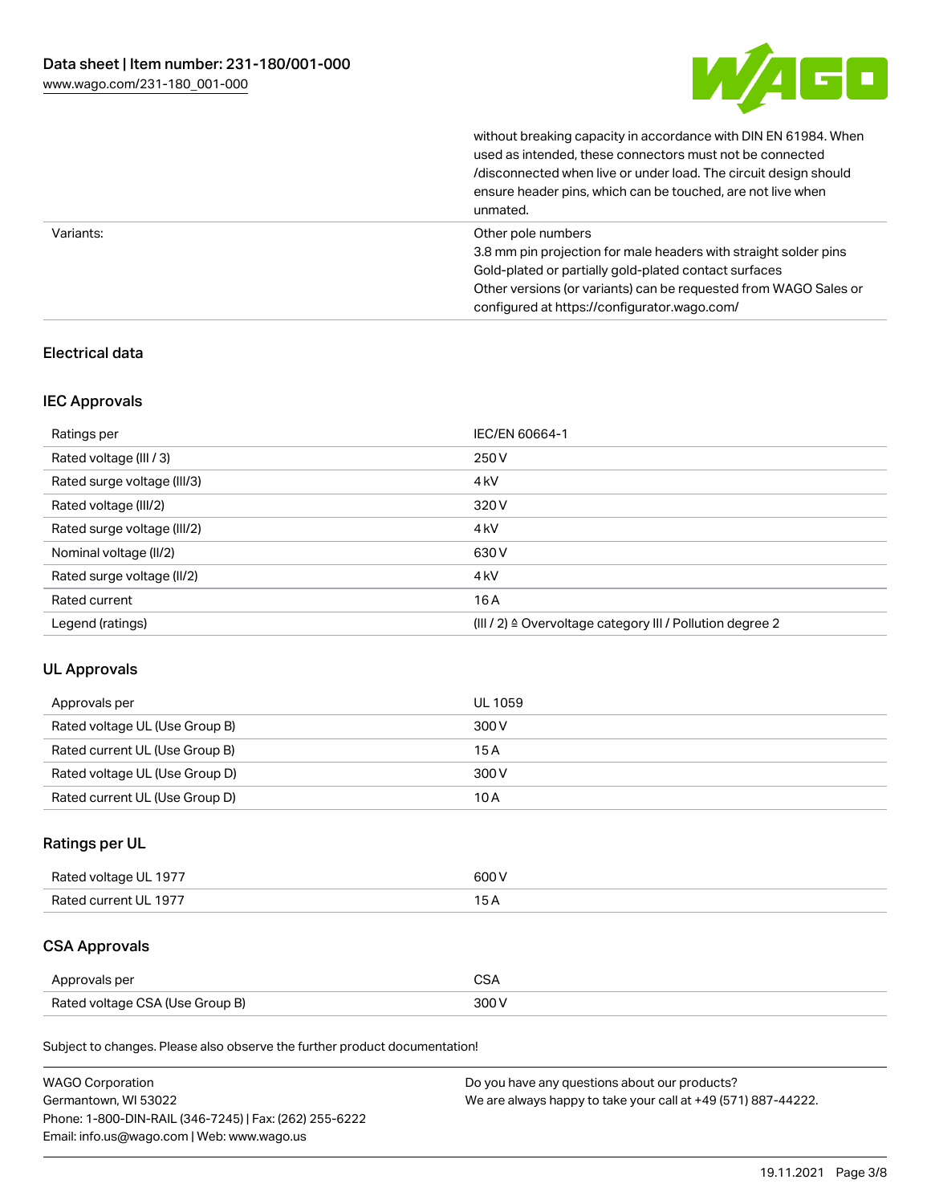| | |
|---|---|
| | without breaking capacity in accordance with DIN EN 61984. When used as intended, these connectors must not be connected /disconnected when live or under load. The circuit design should ensure header pins, which can be touched, are not live when unmated. |
| Variants: | Other pole numbers<br>3.8 mm pin projection for male headers with straight solder pins<br>Gold-plated or partially gold-plated contact surfaces<br>Other versions (or variants) can be requested from WAGO Sales or configured at https://configurator.wago.com/ |

## Electrical data

### IEC Approvals

| | |
|---|---|
| Ratings per | IEC/EN 60664-1 |
| Rated voltage (III / 3) | 250 V |
| Rated surge voltage (III/3) | 4 kV |
| Rated voltage (III/2) | 320 V |
| Rated surge voltage (III/2) | 4 kV |
| Nominal voltage (II/2) | 630 V |
| Rated surge voltage (II/2) | 4 kV |
| Rated current | 16 A |
| Legend (ratings) | (III / 2) ≙ Overvoltage category III / Pollution degree 2 |

### UL Approvals

| | |
|---|---|
| Approvals per | UL 1059 |
| Rated voltage UL (Use Group B) | 300 V |
| Rated current UL (Use Group B) | 15 A |
| Rated voltage UL (Use Group D) | 300 V |
| Rated current UL (Use Group D) | 10 A |

### Ratings per UL

| | |
|---|---|
| Rated voltage UL 1977 | 600 V |
| Rated current UL 1977 | 15 A |

### CSA Approvals

| | |
|---|---|
| Approvals per | CSA |
| Rated voltage CSA (Use Group B) | 300 V |

Subject to changes. Please also observe the further product documentation!

WAGO Corporation
Germantown, WI 53022
Phone: 1-800-DIN-RAIL (346-7245) | Fax: (262) 255-6222
Email: info.us@wago.com | Web: www.wago.us

Do you have any questions about our products?
We are always happy to take your call at +49 (571) 887-44222.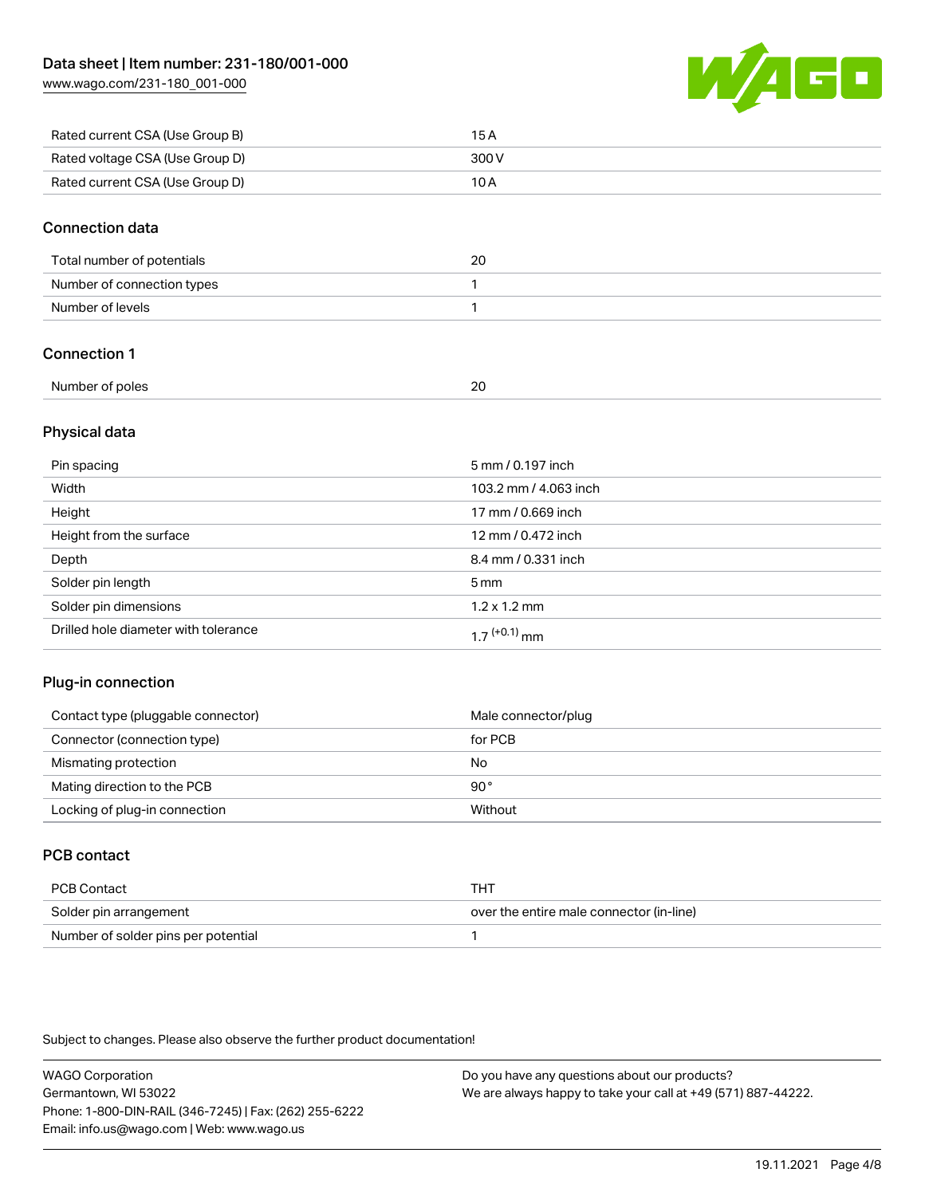| | |
|---|---|
| Rated current CSA (Use Group B) | 15 A |
| Rated voltage CSA (Use Group D) | 300 V |
| Rated current CSA (Use Group D) | 10 A |

## Connection data

| | |
|---|---|
| Total number of potentials | 20 |
| Number of connection types | 1 |
| Number of levels | 1 |

## Connection 1

| | |
|---|---|
| Number of poles | 20 |

## Physical data

| | |
|---|---|
| Pin spacing | 5 mm / 0.197 inch |
| Width | 103.2 mm / 4.063 inch |
| Height | 17 mm / 0.669 inch |
| Height from the surface | 12 mm / 0.472 inch |
| Depth | 8.4 mm / 0.331 inch |
| Solder pin length | 5 mm |
| Solder pin dimensions | 1.2 x 1.2 mm |
| Drilled hole diameter with tolerance | $1.7^{(+0.1)}$ mm |

## Plug-in connection

| | |
|---|---|
| Contact type (pluggable connector) | Male connector/plug |
| Connector (connection type) | for PCB |
| Mismating protection | No |
| Mating direction to the PCB | 90 ° |
| Locking of plug-in connection | Without |

## PCB contact

| | |
|---|---|
| PCB Contact | THT |
| Solder pin arrangement | over the entire male connector (in-line) |
| Number of solder pins per potential | 1 |

Subject to changes. Please also observe the further product documentation!

WAGO Corporation
Germantown, WI 53022
Phone: 1-800-DIN-RAIL (346-7245) | Fax: (262) 255-6222
Email: info.us@wago.com | Web: www.wago.us

Do you have any questions about our products?
We are always happy to take your call at +49 (571) 887-44222.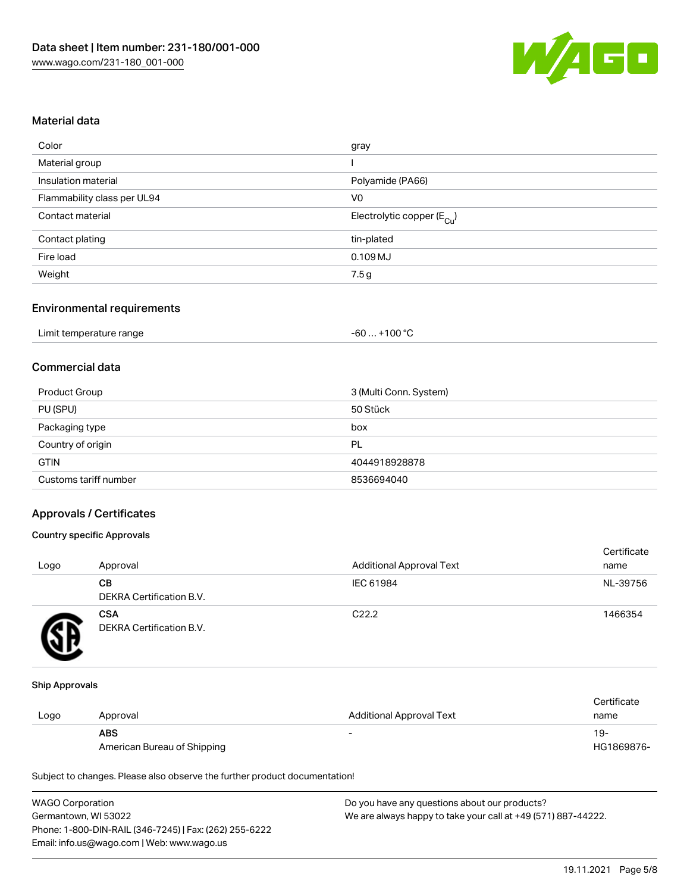Data sheet | Item number: 231-180/001-000
www.wago.com/231-180_001-000

## Material data

| | |
|---|---|
| Color | gray |
| Material group | I |
| Insulation material | Polyamide (PA66) |
| Flammability class per UL94 | V0 |
| Contact material | Electrolytic copper ($E_{Cu}$) |
| Contact plating | tin-plated |
| Fire load | 0.109 MJ |
| Weight | 7.5 g |

## Environmental requirements

| | |
|---|---|
| Limit temperature range | -60 … +100 °C |

## Commercial data

| | |
|---|---|
| Product Group | 3 (Multi Conn. System) |
| PU (SPU) | 50 Stück |
| Packaging type | box |
| Country of origin | PL |
| GTIN | 4044918928878 |
| Customs tariff number | 8536694040 |

## Approvals / Certificates

### Country specific Approvals

| Logo | Approval | Additional Approval Text | Certificate name |
|---|---|---|---|
| | **CB**<br>DEKRA Certification B.V. | IEC 61984 | NL-39756 |
| | **CSA**<br>DEKRA Certification B.V. | C22.2 | 1466354 |

### Ship Approvals

| Logo | Approval | Additional Approval Text | Certificate name |
|---|---|---|---|
| | **ABS**<br>American Bureau of Shipping | - | 19-HG1869876- |

Subject to changes. Please also observe the further product documentation!

WAGO Corporation
Germantown, WI 53022
Phone: 1-800-DIN-RAIL (346-7245) | Fax: (262) 255-6222
Email: info.us@wago.com | Web: www.wago.us

Do you have any questions about our products?
We are always happy to take your call at +49 (571) 887-44222.

19.11.2021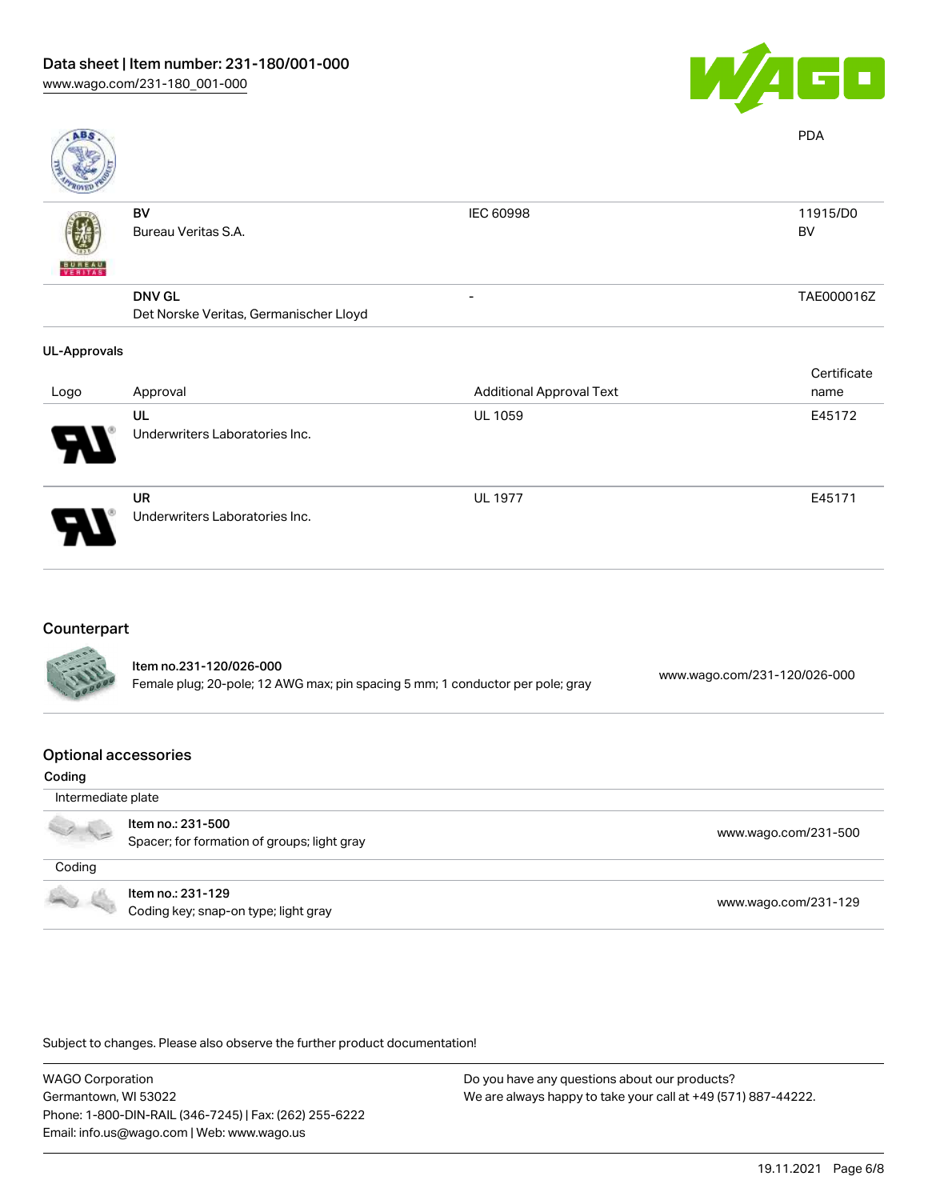|  |  |  | PDA |
|---|---|---|---|
|  | **BV**<br>Bureau Veritas S.A. | IEC 60998 | 11915/D0<br>BV |
|  | **DNV GL**<br>Det Norske Veritas, Germanischer Lloyd | - | TAE000016Z |

### UL-Approvals

| Logo | Approval | Additional Approval Text | Certificate name |
|---|---|---|---|
|  | **UL**<br>Underwriters Laboratories Inc. | UL 1059 | E45172 |
|  | **UR**<br>Underwriters Laboratories Inc. | UL 1977 | E45171 |

## Counterpart

**Item no.231-120/026-000**
Female plug; 20-pole; 12 AWG max; pin spacing 5 mm; 1 conductor per pole; gray
www.wago.com/231-120/026-000

## Optional accessories

**Coding**

Intermediate plate

**Item no.: 231-500**
Spacer; for formation of groups; light gray
www.wago.com/231-500

Coding

**Item no.: 231-129**
Coding key; snap-on type; light gray
www.wago.com/231-129

Subject to changes. Please also observe the further product documentation!

WAGO Corporation
Germantown, WI 53022
Phone: 1-800-DIN-RAIL (346-7245) | Fax: (262) 255-6222
Email: info.us@wago.com | Web: www.wago.us

Do you have any questions about our products?
We are always happy to take your call at +49 (571) 887-44222.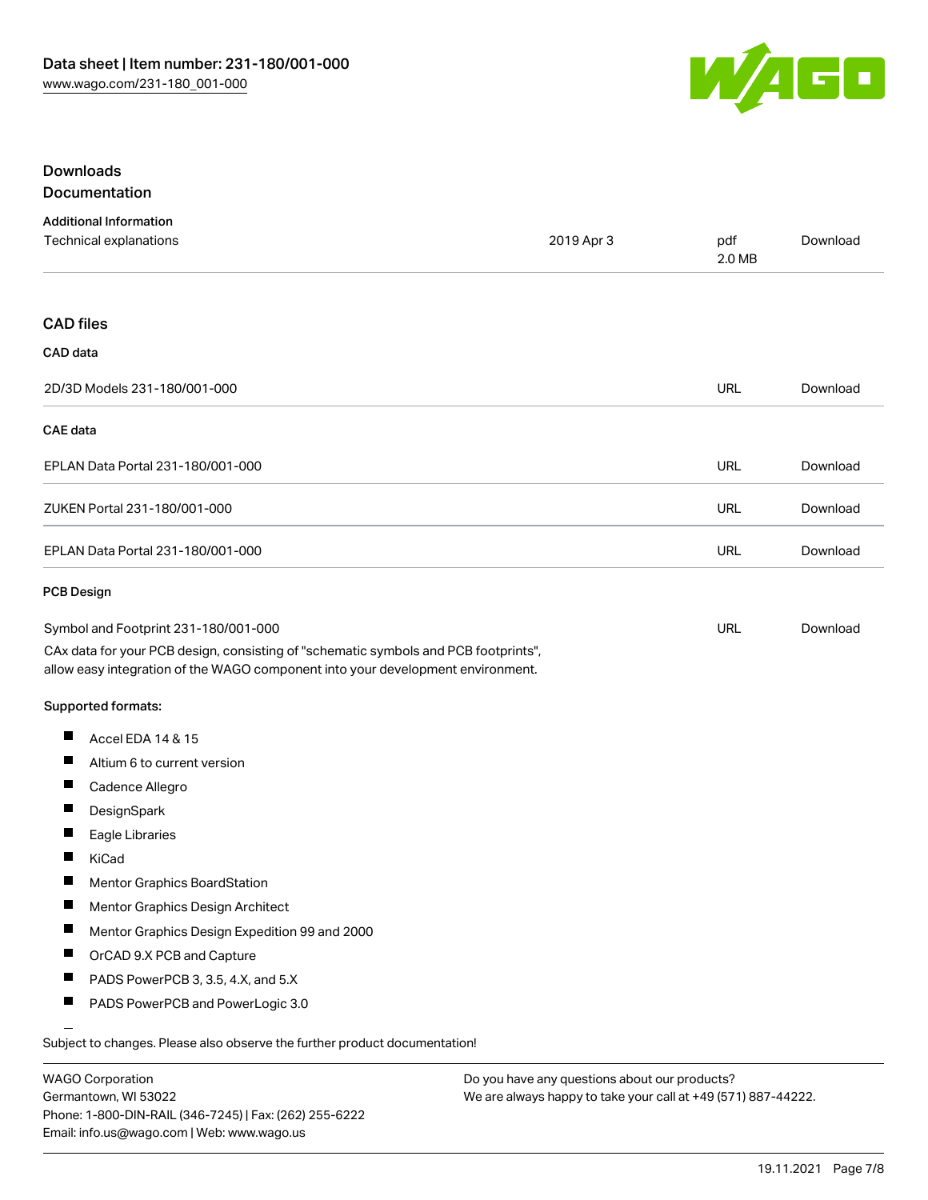## Downloads

### Documentation

**Additional Information**

| | | | |
|---|---|---|---|
| Technical explanations | 2019 Apr 3 | pdf 2.0 MB | Download |

### CAD files

**CAD data**

| | | |
|---|---|---|
| 2D/3D Models 231-180/001-000 | URL | Download |

**CAE data**

| | | |
|---|---|---|
| EPLAN Data Portal 231-180/001-000 | URL | Download |
| ZUKEN Portal 231-180/001-000 | URL | Download |
| EPLAN Data Portal 231-180/001-000 | URL | Download |

**PCB Design**

| | | |
|---|---|---|
| Symbol and Footprint 231-180/001-000 | URL | Download |

CAx data for your PCB design, consisting of "schematic symbols and PCB footprints", allow easy integration of the WAGO component into your development environment.

**Supported formats:**

- Accel EDA 14 & 15
- Altium 6 to current version
- Cadence Allegro
- DesignSpark
- Eagle Libraries
- KiCad
- Mentor Graphics BoardStation
- Mentor Graphics Design Architect
- Mentor Graphics Design Expedition 99 and 2000
- OrCAD 9.X PCB and Capture
- PADS PowerPCB 3, 3.5, 4.X, and 5.X
- PADS PowerPCB and PowerLogic 3.0

Subject to changes. Please also observe the further product documentation!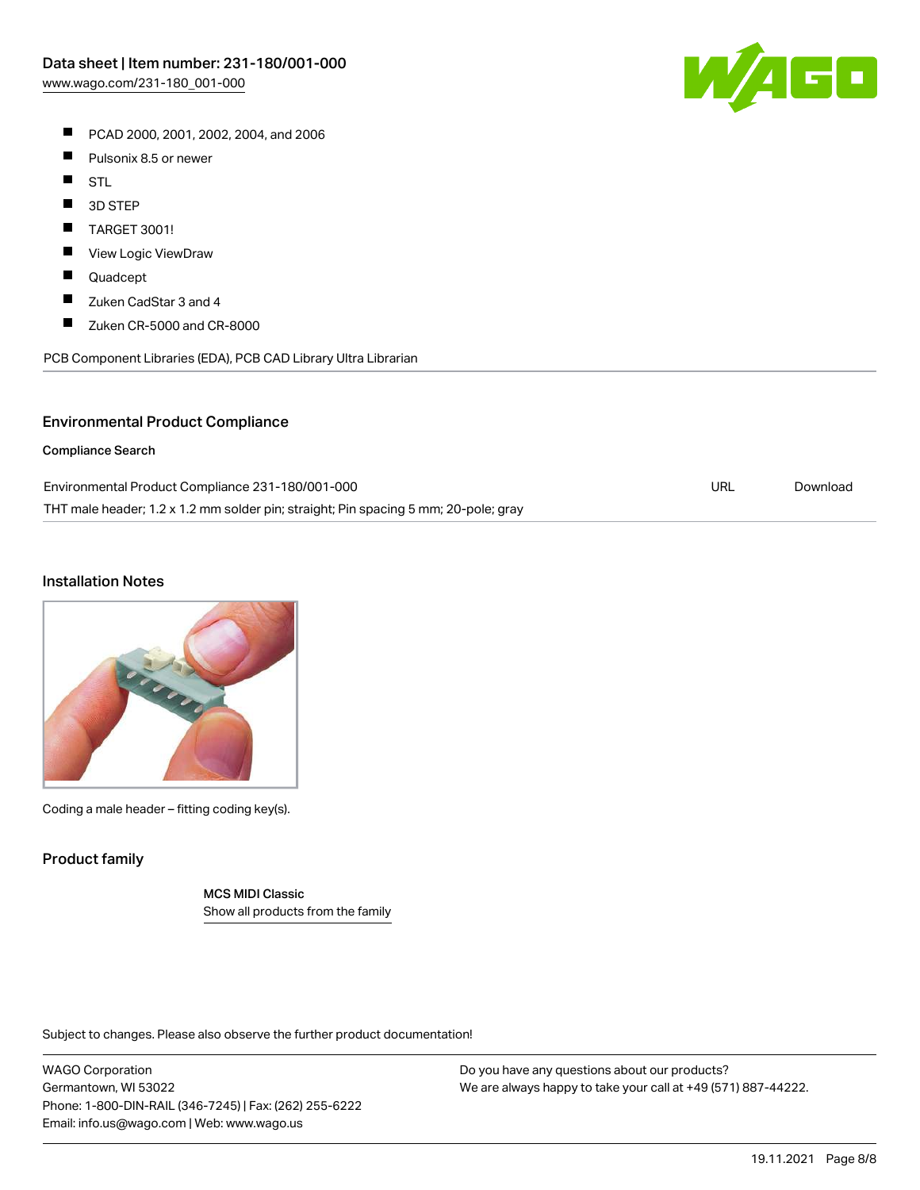- PCAD 2000, 2001, 2002, 2004, and 2006
- Pulsonix 8.5 or newer
- STL
- 3D STEP
- TARGET 3001!
- View Logic ViewDraw
- Quadcept
- Zuken CadStar 3 and 4
- Zuken CR-5000 and CR-8000

PCB Component Libraries (EDA), PCB CAD Library Ultra Librarian

## Environmental Product Compliance

**Compliance Search**

| | | |
|---|---|---|
| Environmental Product Compliance 231-180/001-000<br>THT male header; 1.2 x 1.2 mm solder pin; straight; Pin spacing 5 mm; 20-pole; gray | URL | Download |

## Installation Notes

Coding a male header – fitting coding key(s).

## Product family

**MCS MIDI Classic**
Show all products from the family

Subject to changes. Please also observe the further product documentation!

WAGO Corporation
Germantown, WI 53022
Phone: 1-800-DIN-RAIL (346-7245) | Fax: (262) 255-6222
Email: info.us@wago.com | Web: www.wago.us

Do you have any questions about our products?
We are always happy to take your call at +49 (571) 887-44222.